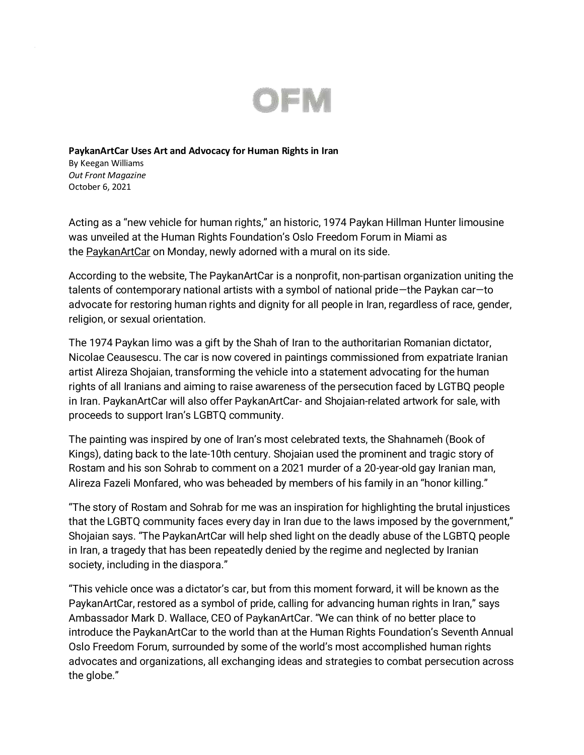OFM

**PaykanArtCar Uses Art and Advocacy for Human Rights in Iran**
By Keegan Williams
*Out Front Magazine*
October 6, 2021

Acting as a "new vehicle for human rights," an historic, 1974 Paykan Hillman Hunter limousine was unveiled at the Human Rights Foundation's Oslo Freedom Forum in Miami as the PaykanArtCar on Monday, newly adorned with a mural on its side.

According to the website, The PaykanArtCar is a nonprofit, non-partisan organization uniting the talents of contemporary national artists with a symbol of national pride—the Paykan car—to advocate for restoring human rights and dignity for all people in Iran, regardless of race, gender, religion, or sexual orientation.

The 1974 Paykan limo was a gift by the Shah of Iran to the authoritarian Romanian dictator, Nicolae Ceausescu. The car is now covered in paintings commissioned from expatriate Iranian artist Alireza Shojaian, transforming the vehicle into a statement advocating for the human rights of all Iranians and aiming to raise awareness of the persecution faced by LGTBQ people in Iran. PaykanArtCar will also offer PaykanArtCar- and Shojaian-related artwork for sale, with proceeds to support Iran's LGBTQ community.

The painting was inspired by one of Iran's most celebrated texts, the Shahnameh (Book of Kings), dating back to the late-10th century. Shojaian used the prominent and tragic story of Rostam and his son Sohrab to comment on a 2021 murder of a 20-year-old gay Iranian man, Alireza Fazeli Monfared, who was beheaded by members of his family in an "honor killing."

"The story of Rostam and Sohrab for me was an inspiration for highlighting the brutal injustices that the LGBTQ community faces every day in Iran due to the laws imposed by the government," Shojaian says. "The PaykanArtCar will help shed light on the deadly abuse of the LGBTQ people in Iran, a tragedy that has been repeatedly denied by the regime and neglected by Iranian society, including in the diaspora."

"This vehicle once was a dictator's car, but from this moment forward, it will be known as the PaykanArtCar, restored as a symbol of pride, calling for advancing human rights in Iran," says Ambassador Mark D. Wallace, CEO of PaykanArtCar. "We can think of no better place to introduce the PaykanArtCar to the world than at the Human Rights Foundation's Seventh Annual Oslo Freedom Forum, surrounded by some of the world's most accomplished human rights advocates and organizations, all exchanging ideas and strategies to combat persecution across the globe."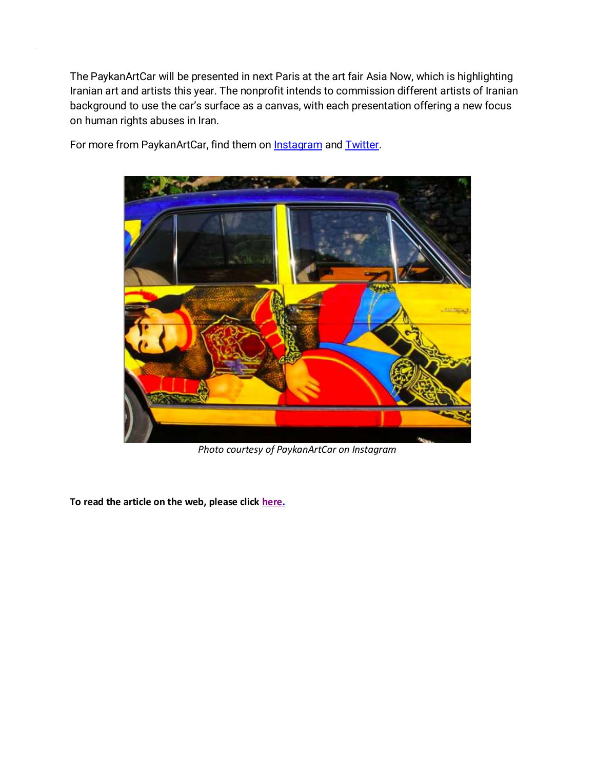The PaykanArtCar will be presented in next Paris at the art fair Asia Now, which is highlighting Iranian art and artists this year. The nonprofit intends to commission different artists of Iranian background to use the car's surface as a canvas, with each presentation offering a new focus on human rights abuses in Iran.

For more from PaykanArtCar, find them on Instagram and Twitter.

*Photo courtesy of PaykanArtCar on Instagram*

**To read the article on the web, please click here.**